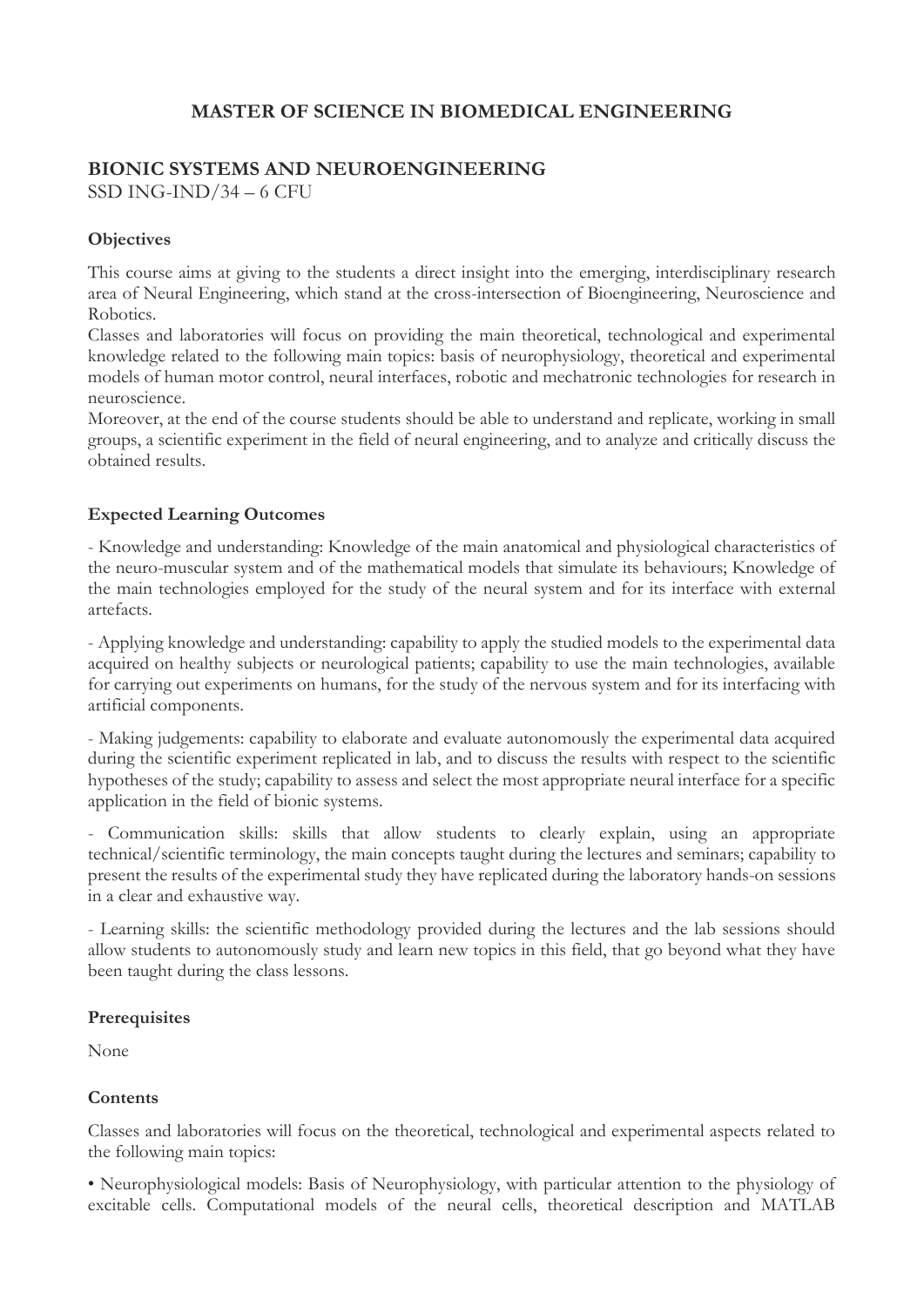# MASTER OF SCIENCE IN BIOMEDICAL ENGINEERING

## BIONIC SYSTEMS AND NEUROENGINEERING

SSD ING-IND/34 – 6 CFU

### Objectives

This course aims at giving to the students a direct insight into the emerging, interdisciplinary research area of Neural Engineering, which stand at the cross-intersection of Bioengineering, Neuroscience and Robotics.

Classes and laboratories will focus on providing the main theoretical, technological and experimental knowledge related to the following main topics: basis of neurophysiology, theoretical and experimental models of human motor control, neural interfaces, robotic and mechatronic technologies for research in neuroscience.

Moreover, at the end of the course students should be able to understand and replicate, working in small groups, a scientific experiment in the field of neural engineering, and to analyze and critically discuss the obtained results.

### Expected Learning Outcomes

- Knowledge and understanding: Knowledge of the main anatomical and physiological characteristics of the neuro-muscular system and of the mathematical models that simulate its behaviours; Knowledge of the main technologies employed for the study of the neural system and for its interface with external artefacts.

- Applying knowledge and understanding: capability to apply the studied models to the experimental data acquired on healthy subjects or neurological patients; capability to use the main technologies, available for carrying out experiments on humans, for the study of the nervous system and for its interfacing with artificial components.

- Making judgements: capability to elaborate and evaluate autonomously the experimental data acquired during the scientific experiment replicated in lab, and to discuss the results with respect to the scientific hypotheses of the study; capability to assess and select the most appropriate neural interface for a specific application in the field of bionic systems.

- Communication skills: skills that allow students to clearly explain, using an appropriate technical/scientific terminology, the main concepts taught during the lectures and seminars; capability to present the results of the experimental study they have replicated during the laboratory hands-on sessions in a clear and exhaustive way.

- Learning skills: the scientific methodology provided during the lectures and the lab sessions should allow students to autonomously study and learn new topics in this field, that go beyond what they have been taught during the class lessons.

### Prerequisites

None

### Contents

Classes and laboratories will focus on the theoretical, technological and experimental aspects related to the following main topics:

• Neurophysiological models: Basis of Neurophysiology, with particular attention to the physiology of excitable cells. Computational models of the neural cells, theoretical description and MATLAB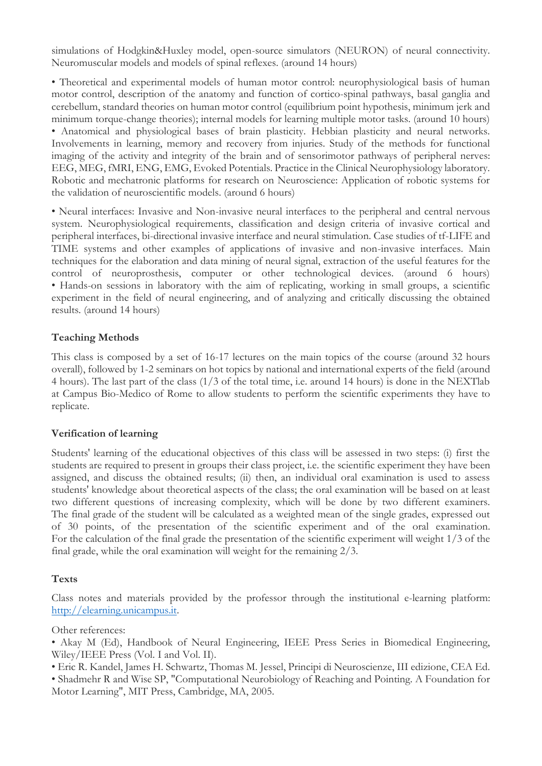simulations of Hodgkin&Huxley model, open-source simulators (NEURON) of neural connectivity. Neuromuscular models and models of spinal reflexes. (around 14 hours)

• Theoretical and experimental models of human motor control: neurophysiological basis of human motor control, description of the anatomy and function of cortico-spinal pathways, basal ganglia and cerebellum, standard theories on human motor control (equilibrium point hypothesis, minimum jerk and minimum torque-change theories); internal models for learning multiple motor tasks. (around 10 hours)
• Anatomical and physiological bases of brain plasticity. Hebbian plasticity and neural networks. Involvements in learning, memory and recovery from injuries. Study of the methods for functional imaging of the activity and integrity of the brain and of sensorimotor pathways of peripheral nerves: EEG, MEG, fMRI, ENG, EMG, Evoked Potentials. Practice in the Clinical Neurophysiology laboratory. Robotic and mechatronic platforms for research on Neuroscience: Application of robotic systems for the validation of neuroscientific models. (around 6 hours)

• Neural interfaces: Invasive and Non-invasive neural interfaces to the peripheral and central nervous system. Neurophysiological requirements, classification and design criteria of invasive cortical and peripheral interfaces, bi-directional invasive interface and neural stimulation. Case studies of tf-LIFE and TIME systems and other examples of applications of invasive and non-invasive interfaces. Main techniques for the elaboration and data mining of neural signal, extraction of the useful features for the control of neuroprosthesis, computer or other technological devices. (around 6 hours)
• Hands-on sessions in laboratory with the aim of replicating, working in small groups, a scientific experiment in the field of neural engineering, and of analyzing and critically discussing the obtained results. (around 14 hours)

**Teaching Methods**

This class is composed by a set of 16-17 lectures on the main topics of the course (around 32 hours overall), followed by 1-2 seminars on hot topics by national and international experts of the field (around 4 hours). The last part of the class (1/3 of the total time, i.e. around 14 hours) is done in the NEXTlab at Campus Bio-Medico of Rome to allow students to perform the scientific experiments they have to replicate.

**Verification of learning**

Students' learning of the educational objectives of this class will be assessed in two steps: (i) first the students are required to present in groups their class project, i.e. the scientific experiment they have been assigned, and discuss the obtained results; (ii) then, an individual oral examination is used to assess students' knowledge about theoretical aspects of the class; the oral examination will be based on at least two different questions of increasing complexity, which will be done by two different examiners. The final grade of the student will be calculated as a weighted mean of the single grades, expressed out of 30 points, of the presentation of the scientific experiment and of the oral examination. For the calculation of the final grade the presentation of the scientific experiment will weight 1/3 of the final grade, while the oral examination will weight for the remaining 2/3.

**Texts**

Class notes and materials provided by the professor through the institutional e-learning platform: [http://elearning.unicampus.it](http://elearning.unicampus.it).

Other references:
• Akay M (Ed), Handbook of Neural Engineering, IEEE Press Series in Biomedical Engineering, Wiley/IEEE Press (Vol. I and Vol. II).
• Eric R. Kandel, James H. Schwartz, Thomas M. Jessel, Principi di Neuroscienze, III edizione, CEA Ed.
• Shadmehr R and Wise SP, "Computational Neurobiology of Reaching and Pointing. A Foundation for Motor Learning", MIT Press, Cambridge, MA, 2005.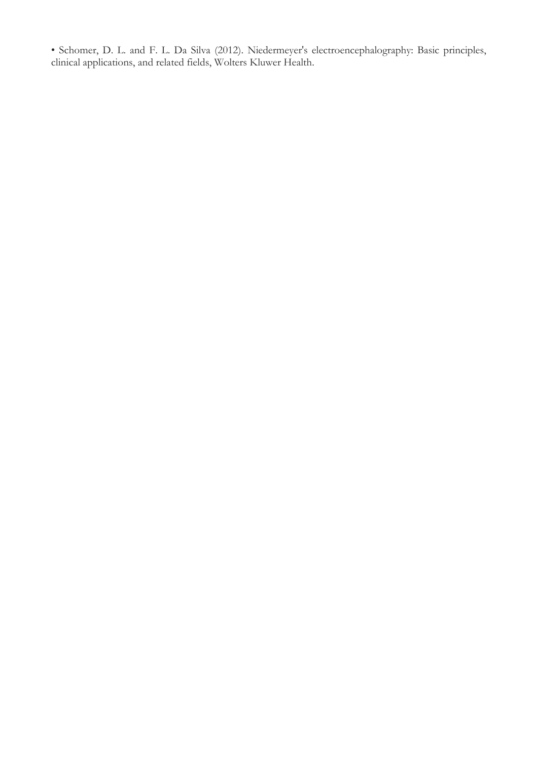- Schomer, D. L. and F. L. Da Silva (2012). Niedermeyer's electroencephalography: Basic principles, clinical applications, and related fields, Wolters Kluwer Health.